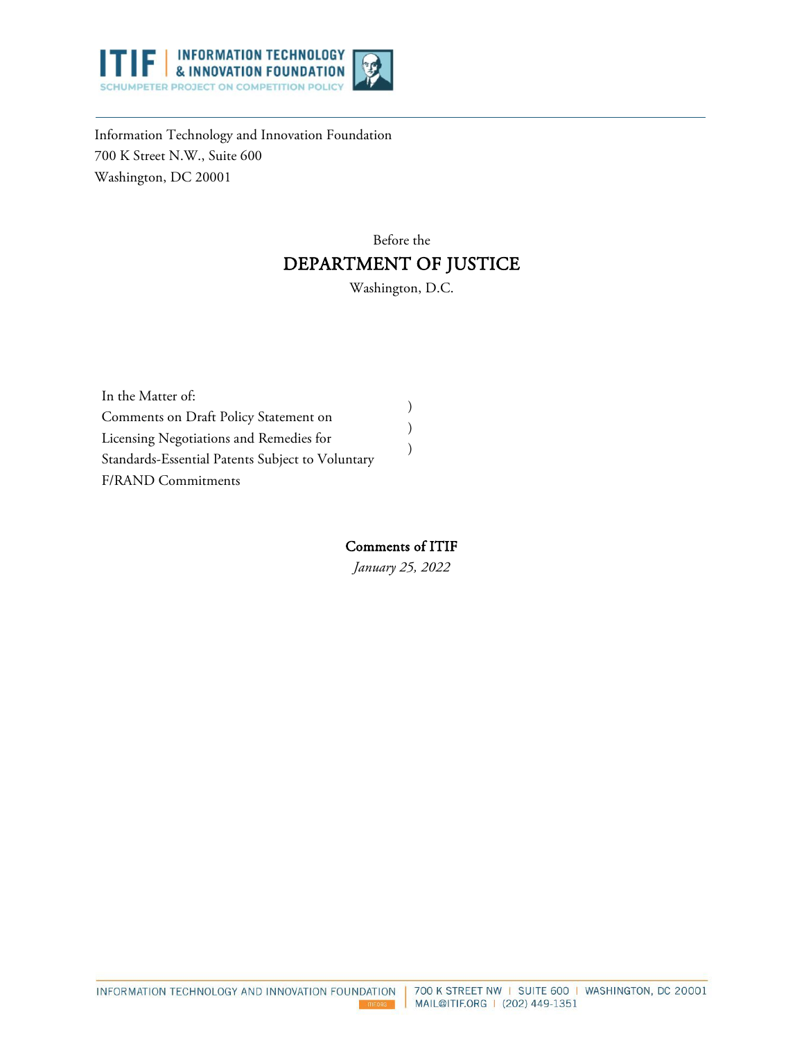Information Technology and Innovation Foundation
700 K Street N.W., Suite 600
Washington, DC 20001

Before the

# DEPARTMENT OF JUSTICE

Washington, D.C.

In the Matter of:
Comments on Draft Policy Statement on Licensing Negotiations and Remedies for Standards-Essential Patents Subject to Voluntary F/RAND Commitments )
)
)

**Comments of ITIF**

*January 25, 2022*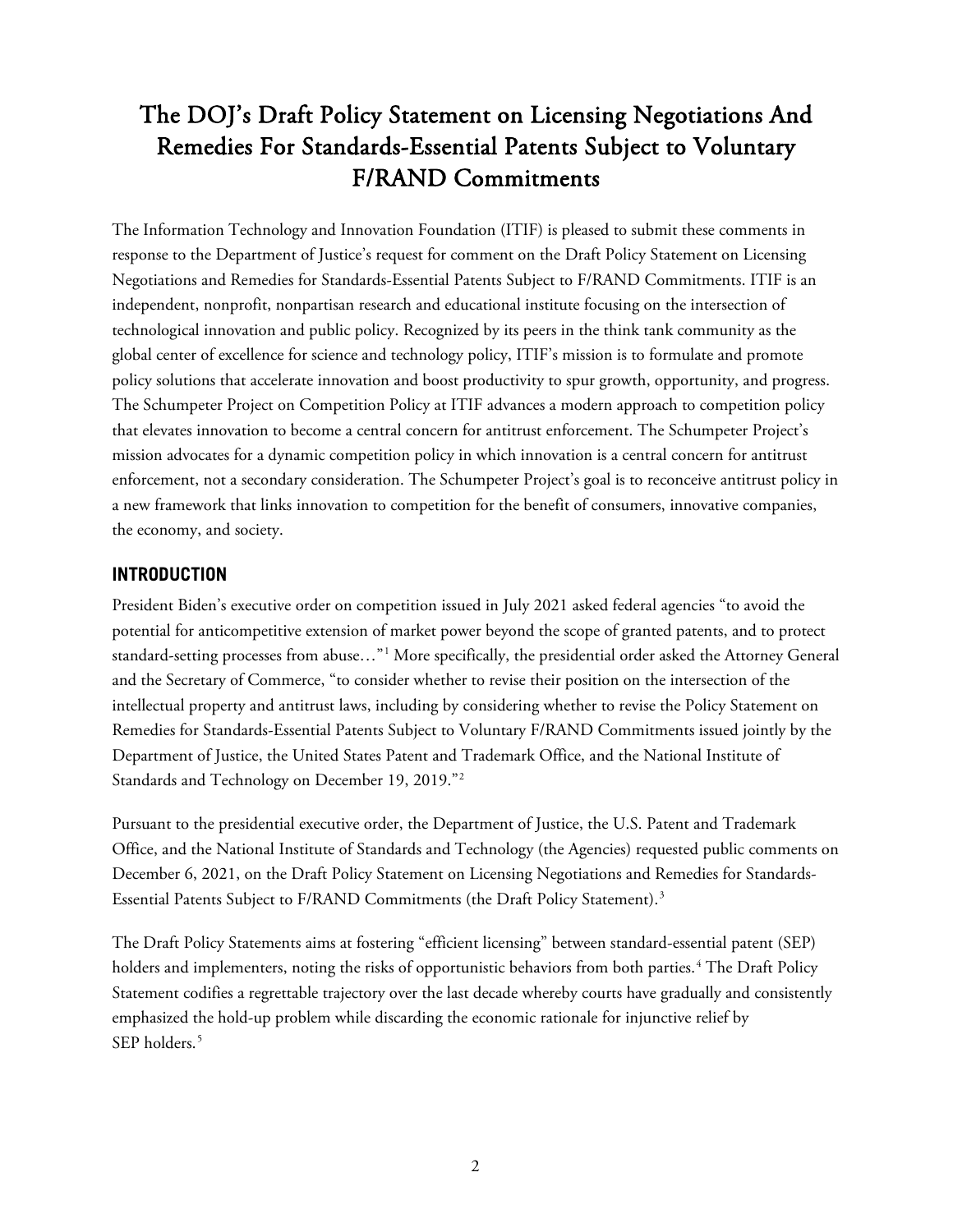# The DOJ's Draft Policy Statement on Licensing Negotiations And Remedies For Standards-Essential Patents Subject to Voluntary F/RAND Commitments

The Information Technology and Innovation Foundation (ITIF) is pleased to submit these comments in response to the Department of Justice's request for comment on the Draft Policy Statement on Licensing Negotiations and Remedies for Standards-Essential Patents Subject to F/RAND Commitments. ITIF is an independent, nonprofit, nonpartisan research and educational institute focusing on the intersection of technological innovation and public policy. Recognized by its peers in the think tank community as the global center of excellence for science and technology policy, ITIF's mission is to formulate and promote policy solutions that accelerate innovation and boost productivity to spur growth, opportunity, and progress. The Schumpeter Project on Competition Policy at ITIF advances a modern approach to competition policy that elevates innovation to become a central concern for antitrust enforcement. The Schumpeter Project's mission advocates for a dynamic competition policy in which innovation is a central concern for antitrust enforcement, not a secondary consideration. The Schumpeter Project's goal is to reconceive antitrust policy in a new framework that links innovation to competition for the benefit of consumers, innovative companies, the economy, and society.

## INTRODUCTION

President Biden's executive order on competition issued in July 2021 asked federal agencies "to avoid the potential for anticompetitive extension of market power beyond the scope of granted patents, and to protect standard-setting processes from abuse…"[1] More specifically, the presidential order asked the Attorney General and the Secretary of Commerce, "to consider whether to revise their position on the intersection of the intellectual property and antitrust laws, including by considering whether to revise the Policy Statement on Remedies for Standards-Essential Patents Subject to Voluntary F/RAND Commitments issued jointly by the Department of Justice, the United States Patent and Trademark Office, and the National Institute of Standards and Technology on December 19, 2019."[2]

Pursuant to the presidential executive order, the Department of Justice, the U.S. Patent and Trademark Office, and the National Institute of Standards and Technology (the Agencies) requested public comments on December 6, 2021, on the Draft Policy Statement on Licensing Negotiations and Remedies for Standards-Essential Patents Subject to F/RAND Commitments (the Draft Policy Statement).[3]

The Draft Policy Statements aims at fostering "efficient licensing" between standard-essential patent (SEP) holders and implementers, noting the risks of opportunistic behaviors from both parties.[4] The Draft Policy Statement codifies a regrettable trajectory over the last decade whereby courts have gradually and consistently emphasized the hold-up problem while discarding the economic rationale for injunctive relief by SEP holders.[5]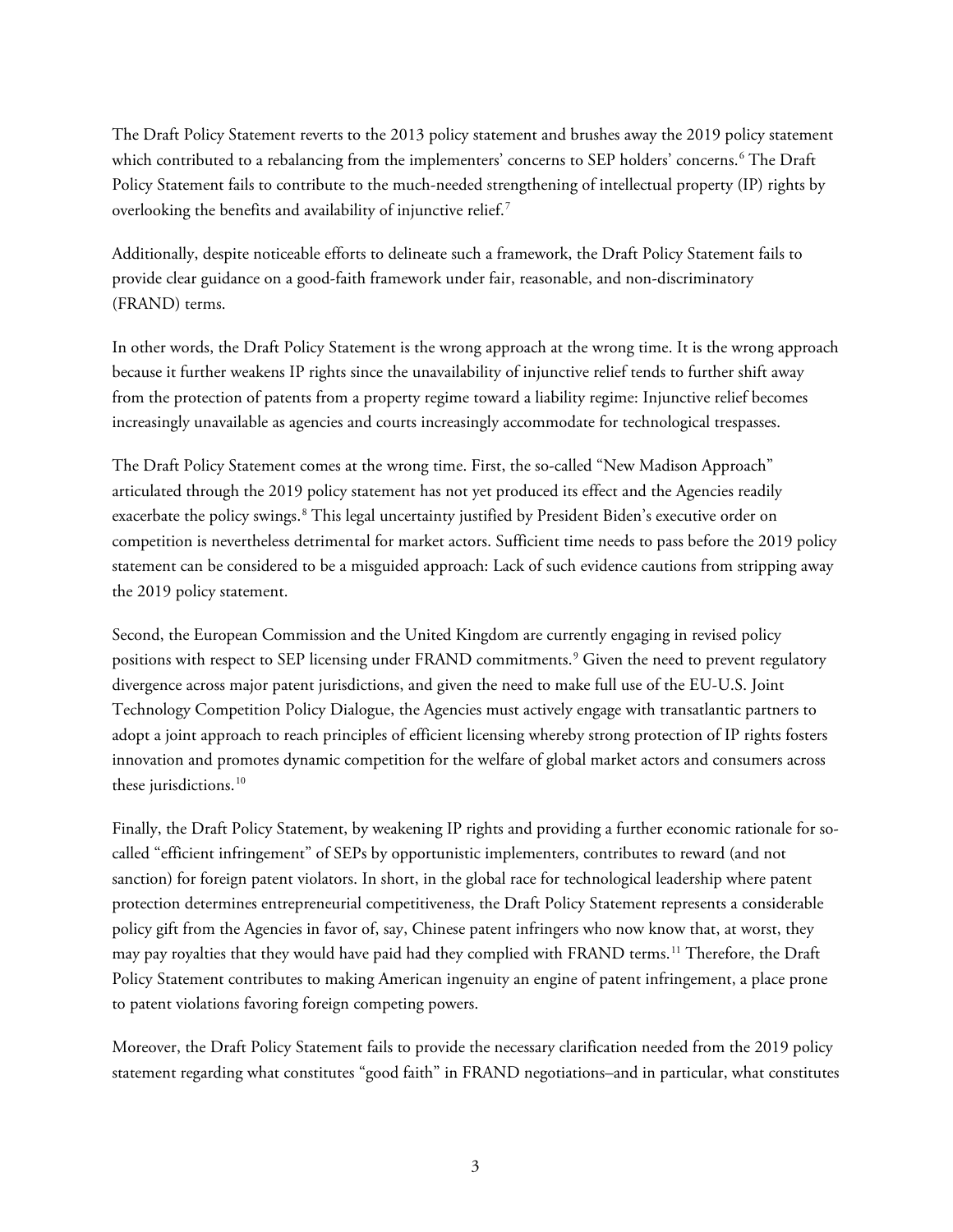The Draft Policy Statement reverts to the 2013 policy statement and brushes away the 2019 policy statement which contributed to a rebalancing from the implementers' concerns to SEP holders' concerns.[6] The Draft Policy Statement fails to contribute to the much-needed strengthening of intellectual property (IP) rights by overlooking the benefits and availability of injunctive relief.[7]

Additionally, despite noticeable efforts to delineate such a framework, the Draft Policy Statement fails to provide clear guidance on a good-faith framework under fair, reasonable, and non-discriminatory (FRAND) terms.

In other words, the Draft Policy Statement is the wrong approach at the wrong time. It is the wrong approach because it further weakens IP rights since the unavailability of injunctive relief tends to further shift away from the protection of patents from a property regime toward a liability regime: Injunctive relief becomes increasingly unavailable as agencies and courts increasingly accommodate for technological trespasses.

The Draft Policy Statement comes at the wrong time. First, the so-called "New Madison Approach" articulated through the 2019 policy statement has not yet produced its effect and the Agencies readily exacerbate the policy swings.[8] This legal uncertainty justified by President Biden's executive order on competition is nevertheless detrimental for market actors. Sufficient time needs to pass before the 2019 policy statement can be considered to be a misguided approach: Lack of such evidence cautions from stripping away the 2019 policy statement.

Second, the European Commission and the United Kingdom are currently engaging in revised policy positions with respect to SEP licensing under FRAND commitments.[9] Given the need to prevent regulatory divergence across major patent jurisdictions, and given the need to make full use of the EU-U.S. Joint Technology Competition Policy Dialogue, the Agencies must actively engage with transatlantic partners to adopt a joint approach to reach principles of efficient licensing whereby strong protection of IP rights fosters innovation and promotes dynamic competition for the welfare of global market actors and consumers across these jurisdictions.[10]

Finally, the Draft Policy Statement, by weakening IP rights and providing a further economic rationale for so-called "efficient infringement" of SEPs by opportunistic implementers, contributes to reward (and not sanction) for foreign patent violators. In short, in the global race for technological leadership where patent protection determines entrepreneurial competitiveness, the Draft Policy Statement represents a considerable policy gift from the Agencies in favor of, say, Chinese patent infringers who now know that, at worst, they may pay royalties that they would have paid had they complied with FRAND terms.[11] Therefore, the Draft Policy Statement contributes to making American ingenuity an engine of patent infringement, a place prone to patent violations favoring foreign competing powers.

Moreover, the Draft Policy Statement fails to provide the necessary clarification needed from the 2019 policy statement regarding what constitutes "good faith" in FRAND negotiations–and in particular, what constitutes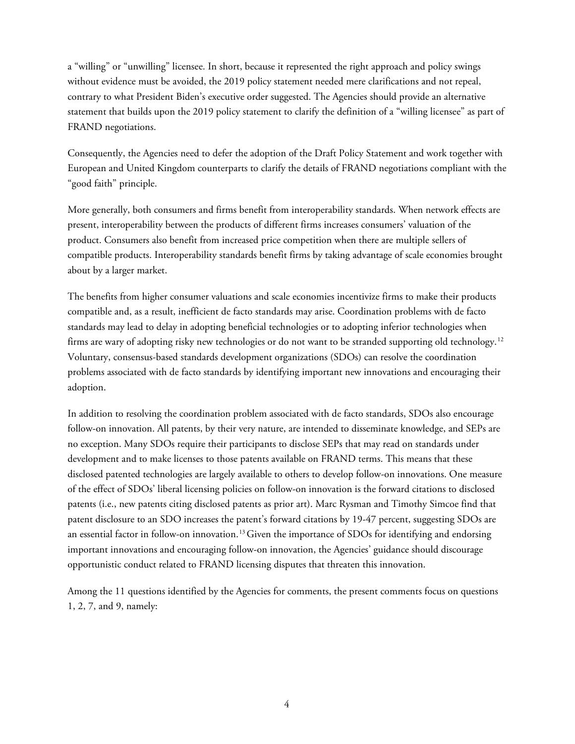a "willing" or "unwilling" licensee. In short, because it represented the right approach and policy swings without evidence must be avoided, the 2019 policy statement needed mere clarifications and not repeal, contrary to what President Biden's executive order suggested. The Agencies should provide an alternative statement that builds upon the 2019 policy statement to clarify the definition of a "willing licensee" as part of FRAND negotiations.

Consequently, the Agencies need to defer the adoption of the Draft Policy Statement and work together with European and United Kingdom counterparts to clarify the details of FRAND negotiations compliant with the "good faith" principle.

More generally, both consumers and firms benefit from interoperability standards. When network effects are present, interoperability between the products of different firms increases consumers' valuation of the product. Consumers also benefit from increased price competition when there are multiple sellers of compatible products. Interoperability standards benefit firms by taking advantage of scale economies brought about by a larger market.

The benefits from higher consumer valuations and scale economies incentivize firms to make their products compatible and, as a result, inefficient de facto standards may arise. Coordination problems with de facto standards may lead to delay in adopting beneficial technologies or to adopting inferior technologies when firms are wary of adopting risky new technologies or do not want to be stranded supporting old technology.[12] Voluntary, consensus-based standards development organizations (SDOs) can resolve the coordination problems associated with de facto standards by identifying important new innovations and encouraging their adoption.

In addition to resolving the coordination problem associated with de facto standards, SDOs also encourage follow-on innovation. All patents, by their very nature, are intended to disseminate knowledge, and SEPs are no exception. Many SDOs require their participants to disclose SEPs that may read on standards under development and to make licenses to those patents available on FRAND terms. This means that these disclosed patented technologies are largely available to others to develop follow-on innovations. One measure of the effect of SDOs' liberal licensing policies on follow-on innovation is the forward citations to disclosed patents (i.e., new patents citing disclosed patents as prior art). Marc Rysman and Timothy Simcoe find that patent disclosure to an SDO increases the patent's forward citations by 19-47 percent, suggesting SDOs are an essential factor in follow-on innovation.[13] Given the importance of SDOs for identifying and endorsing important innovations and encouraging follow-on innovation, the Agencies' guidance should discourage opportunistic conduct related to FRAND licensing disputes that threaten this innovation.

Among the 11 questions identified by the Agencies for comments, the present comments focus on questions 1, 2, 7, and 9, namely: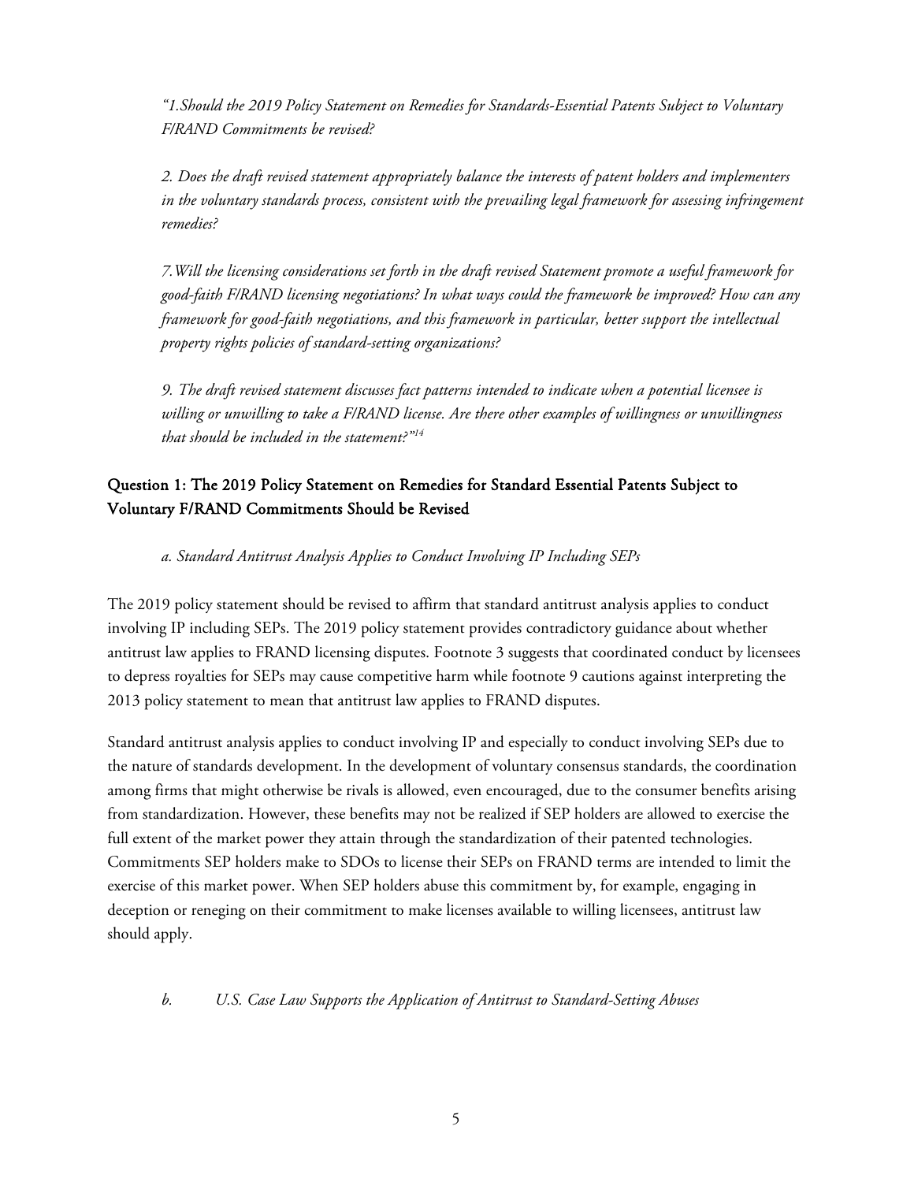*"1.Should the 2019 Policy Statement on Remedies for Standards-Essential Patents Subject to Voluntary F/RAND Commitments be revised?*

*2. Does the draft revised statement appropriately balance the interests of patent holders and implementers in the voluntary standards process, consistent with the prevailing legal framework for assessing infringement remedies?*

*7.Will the licensing considerations set forth in the draft revised Statement promote a useful framework for good-faith F/RAND licensing negotiations? In what ways could the framework be improved? How can any framework for good-faith negotiations, and this framework in particular, better support the intellectual property rights policies of standard-setting organizations?*

*9. The draft revised statement discusses fact patterns intended to indicate when a potential licensee is willing or unwilling to take a F/RAND license. Are there other examples of willingness or unwillingness that should be included in the statement?"*[14]

## Question 1: The 2019 Policy Statement on Remedies for Standard Essential Patents Subject to Voluntary F/RAND Commitments Should be Revised

*a. Standard Antitrust Analysis Applies to Conduct Involving IP Including SEPs*

The 2019 policy statement should be revised to affirm that standard antitrust analysis applies to conduct involving IP including SEPs. The 2019 policy statement provides contradictory guidance about whether antitrust law applies to FRAND licensing disputes. Footnote 3 suggests that coordinated conduct by licensees to depress royalties for SEPs may cause competitive harm while footnote 9 cautions against interpreting the 2013 policy statement to mean that antitrust law applies to FRAND disputes.

Standard antitrust analysis applies to conduct involving IP and especially to conduct involving SEPs due to the nature of standards development. In the development of voluntary consensus standards, the coordination among firms that might otherwise be rivals is allowed, even encouraged, due to the consumer benefits arising from standardization. However, these benefits may not be realized if SEP holders are allowed to exercise the full extent of the market power they attain through the standardization of their patented technologies. Commitments SEP holders make to SDOs to license their SEPs on FRAND terms are intended to limit the exercise of this market power. When SEP holders abuse this commitment by, for example, engaging in deception or reneging on their commitment to make licenses available to willing licensees, antitrust law should apply.

*b. U.S. Case Law Supports the Application of Antitrust to Standard-Setting Abuses*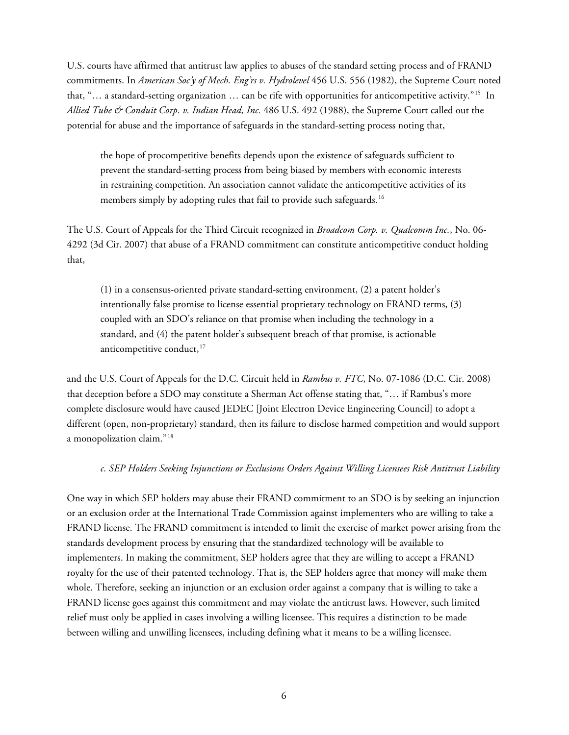U.S. courts have affirmed that antitrust law applies to abuses of the standard setting process and of FRAND commitments. In *American Soc'y of Mech. Eng'rs v. Hydrolevel* 456 U.S. 556 (1982), the Supreme Court noted that, "… a standard-setting organization … can be rife with opportunities for anticompetitive activity."[15] In *Allied Tube & Conduit Corp. v. Indian Head, Inc.* 486 U.S. 492 (1988), the Supreme Court called out the potential for abuse and the importance of safeguards in the standard-setting process noting that,

> the hope of procompetitive benefits depends upon the existence of safeguards sufficient to prevent the standard-setting process from being biased by members with economic interests in restraining competition. An association cannot validate the anticompetitive activities of its members simply by adopting rules that fail to provide such safeguards.[16]

The U.S. Court of Appeals for the Third Circuit recognized in *Broadcom Corp. v. Qualcomm Inc.*, No. 06-4292 (3d Cir. 2007) that abuse of a FRAND commitment can constitute anticompetitive conduct holding that,

> (1) in a consensus-oriented private standard-setting environment, (2) a patent holder's intentionally false promise to license essential proprietary technology on FRAND terms, (3) coupled with an SDO's reliance on that promise when including the technology in a standard, and (4) the patent holder's subsequent breach of that promise, is actionable anticompetitive conduct,[17]

and the U.S. Court of Appeals for the D.C. Circuit held in *Rambus v. FTC*, No. 07-1086 (D.C. Cir. 2008) that deception before a SDO may constitute a Sherman Act offense stating that, "… if Rambus's more complete disclosure would have caused JEDEC [Joint Electron Device Engineering Council] to adopt a different (open, non-proprietary) standard, then its failure to disclose harmed competition and would support a monopolization claim."[18]

#### *c. SEP Holders Seeking Injunctions or Exclusions Orders Against Willing Licensees Risk Antitrust Liability*

One way in which SEP holders may abuse their FRAND commitment to an SDO is by seeking an injunction or an exclusion order at the International Trade Commission against implementers who are willing to take a FRAND license. The FRAND commitment is intended to limit the exercise of market power arising from the standards development process by ensuring that the standardized technology will be available to implementers. In making the commitment, SEP holders agree that they are willing to accept a FRAND royalty for the use of their patented technology. That is, the SEP holders agree that money will make them whole. Therefore, seeking an injunction or an exclusion order against a company that is willing to take a FRAND license goes against this commitment and may violate the antitrust laws. However, such limited relief must only be applied in cases involving a willing licensee. This requires a distinction to be made between willing and unwilling licensees, including defining what it means to be a willing licensee.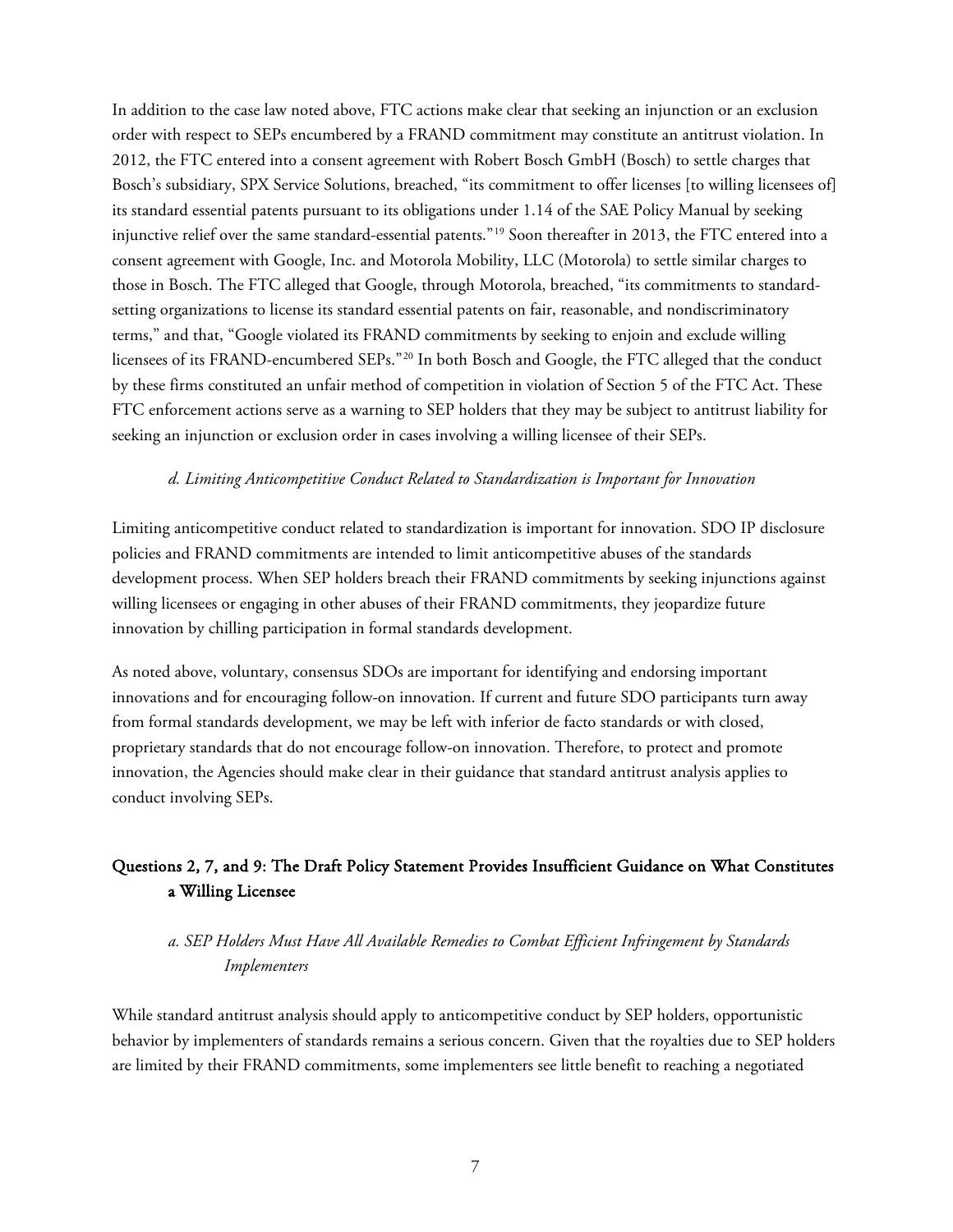In addition to the case law noted above, FTC actions make clear that seeking an injunction or an exclusion order with respect to SEPs encumbered by a FRAND commitment may constitute an antitrust violation. In 2012, the FTC entered into a consent agreement with Robert Bosch GmbH (Bosch) to settle charges that Bosch's subsidiary, SPX Service Solutions, breached, "its commitment to offer licenses [to willing licensees of] its standard essential patents pursuant to its obligations under 1.14 of the SAE Policy Manual by seeking injunctive relief over the same standard-essential patents."[19] Soon thereafter in 2013, the FTC entered into a consent agreement with Google, Inc. and Motorola Mobility, LLC (Motorola) to settle similar charges to those in Bosch. The FTC alleged that Google, through Motorola, breached, "its commitments to standard-setting organizations to license its standard essential patents on fair, reasonable, and nondiscriminatory terms," and that, "Google violated its FRAND commitments by seeking to enjoin and exclude willing licensees of its FRAND-encumbered SEPs."[20] In both Bosch and Google, the FTC alleged that the conduct by these firms constituted an unfair method of competition in violation of Section 5 of the FTC Act. These FTC enforcement actions serve as a warning to SEP holders that they may be subject to antitrust liability for seeking an injunction or exclusion order in cases involving a willing licensee of their SEPs.

*d. Limiting Anticompetitive Conduct Related to Standardization is Important for Innovation*

Limiting anticompetitive conduct related to standardization is important for innovation. SDO IP disclosure policies and FRAND commitments are intended to limit anticompetitive abuses of the standards development process. When SEP holders breach their FRAND commitments by seeking injunctions against willing licensees or engaging in other abuses of their FRAND commitments, they jeopardize future innovation by chilling participation in formal standards development.

As noted above, voluntary, consensus SDOs are important for identifying and endorsing important innovations and for encouraging follow-on innovation. If current and future SDO participants turn away from formal standards development, we may be left with inferior de facto standards or with closed, proprietary standards that do not encourage follow-on innovation. Therefore, to protect and promote innovation, the Agencies should make clear in their guidance that standard antitrust analysis applies to conduct involving SEPs.

## Questions 2, 7, and 9: The Draft Policy Statement Provides Insufficient Guidance on What Constitutes a Willing Licensee

*a. SEP Holders Must Have All Available Remedies to Combat Efficient Infringement by Standards Implementers*

While standard antitrust analysis should apply to anticompetitive conduct by SEP holders, opportunistic behavior by implementers of standards remains a serious concern. Given that the royalties due to SEP holders are limited by their FRAND commitments, some implementers see little benefit to reaching a negotiated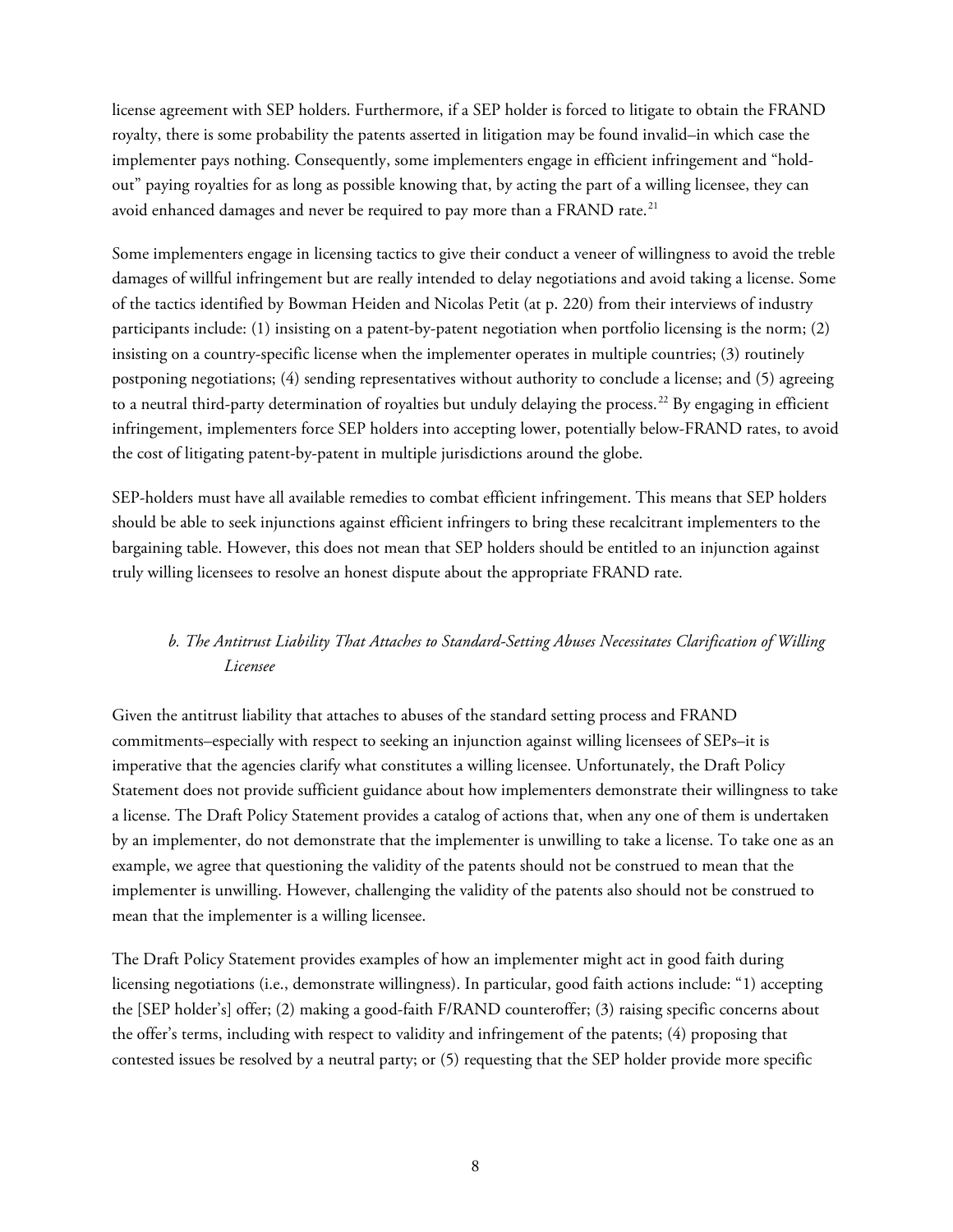license agreement with SEP holders. Furthermore, if a SEP holder is forced to litigate to obtain the FRAND royalty, there is some probability the patents asserted in litigation may be found invalid–in which case the implementer pays nothing. Consequently, some implementers engage in efficient infringement and "hold-out" paying royalties for as long as possible knowing that, by acting the part of a willing licensee, they can avoid enhanced damages and never be required to pay more than a FRAND rate.[21]

Some implementers engage in licensing tactics to give their conduct a veneer of willingness to avoid the treble damages of willful infringement but are really intended to delay negotiations and avoid taking a license. Some of the tactics identified by Bowman Heiden and Nicolas Petit (at p. 220) from their interviews of industry participants include: (1) insisting on a patent-by-patent negotiation when portfolio licensing is the norm; (2) insisting on a country-specific license when the implementer operates in multiple countries; (3) routinely postponing negotiations; (4) sending representatives without authority to conclude a license; and (5) agreeing to a neutral third-party determination of royalties but unduly delaying the process.[22] By engaging in efficient infringement, implementers force SEP holders into accepting lower, potentially below-FRAND rates, to avoid the cost of litigating patent-by-patent in multiple jurisdictions around the globe.

SEP-holders must have all available remedies to combat efficient infringement. This means that SEP holders should be able to seek injunctions against efficient infringers to bring these recalcitrant implementers to the bargaining table. However, this does not mean that SEP holders should be entitled to an injunction against truly willing licensees to resolve an honest dispute about the appropriate FRAND rate.

### *b. The Antitrust Liability That Attaches to Standard-Setting Abuses Necessitates Clarification of Willing Licensee*

Given the antitrust liability that attaches to abuses of the standard setting process and FRAND commitments–especially with respect to seeking an injunction against willing licensees of SEPs–it is imperative that the agencies clarify what constitutes a willing licensee. Unfortunately, the Draft Policy Statement does not provide sufficient guidance about how implementers demonstrate their willingness to take a license. The Draft Policy Statement provides a catalog of actions that, when any one of them is undertaken by an implementer, do not demonstrate that the implementer is unwilling to take a license. To take one as an example, we agree that questioning the validity of the patents should not be construed to mean that the implementer is unwilling. However, challenging the validity of the patents also should not be construed to mean that the implementer is a willing licensee.

The Draft Policy Statement provides examples of how an implementer might act in good faith during licensing negotiations (i.e., demonstrate willingness). In particular, good faith actions include: "1) accepting the [SEP holder's] offer; (2) making a good-faith F/RAND counteroffer; (3) raising specific concerns about the offer's terms, including with respect to validity and infringement of the patents; (4) proposing that contested issues be resolved by a neutral party; or (5) requesting that the SEP holder provide more specific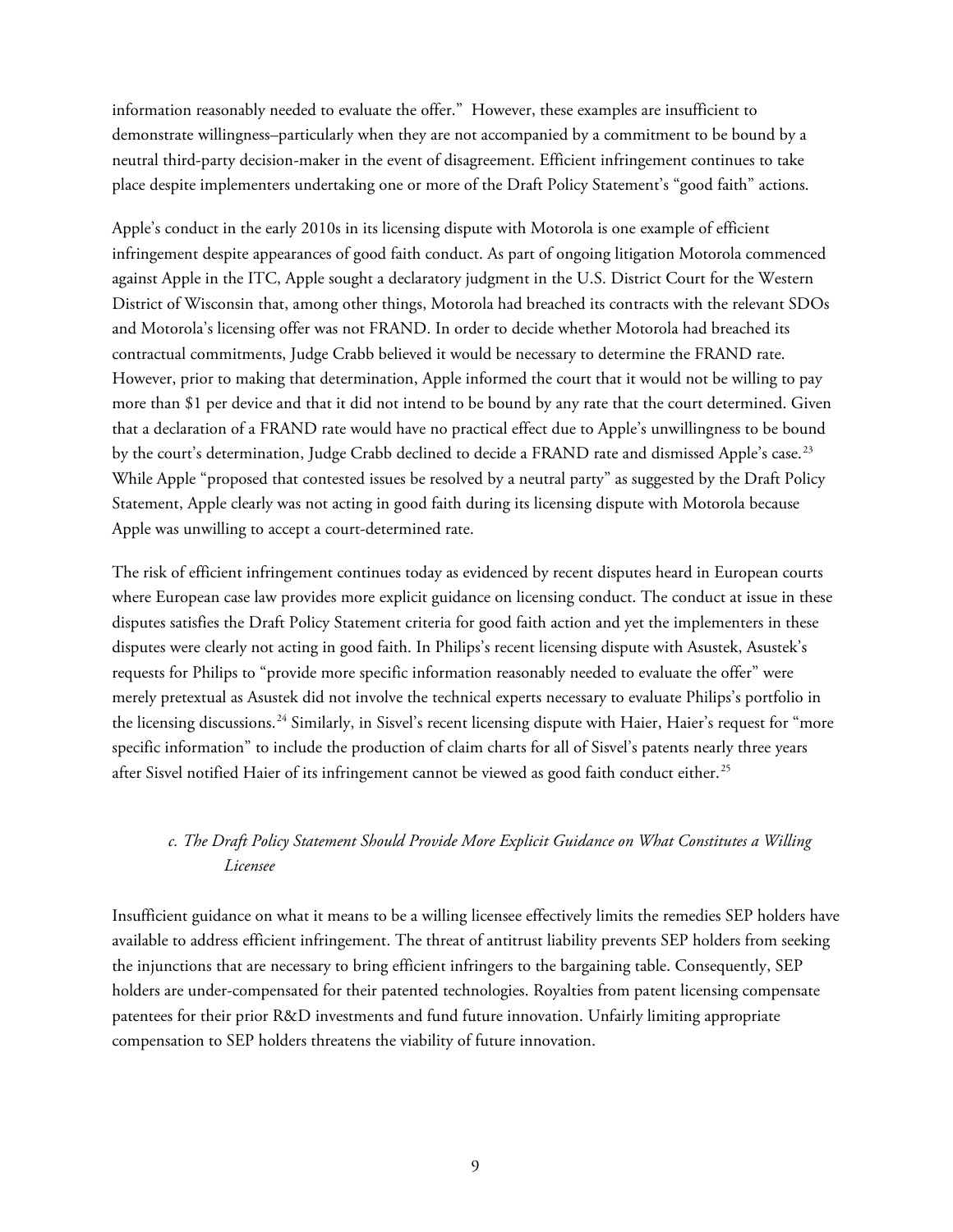information reasonably needed to evaluate the offer." However, these examples are insufficient to demonstrate willingness–particularly when they are not accompanied by a commitment to be bound by a neutral third-party decision-maker in the event of disagreement. Efficient infringement continues to take place despite implementers undertaking one or more of the Draft Policy Statement's "good faith" actions.

Apple's conduct in the early 2010s in its licensing dispute with Motorola is one example of efficient infringement despite appearances of good faith conduct. As part of ongoing litigation Motorola commenced against Apple in the ITC, Apple sought a declaratory judgment in the U.S. District Court for the Western District of Wisconsin that, among other things, Motorola had breached its contracts with the relevant SDOs and Motorola's licensing offer was not FRAND. In order to decide whether Motorola had breached its contractual commitments, Judge Crabb believed it would be necessary to determine the FRAND rate. However, prior to making that determination, Apple informed the court that it would not be willing to pay more than $1 per device and that it did not intend to be bound by any rate that the court determined. Given that a declaration of a FRAND rate would have no practical effect due to Apple's unwillingness to be bound by the court's determination, Judge Crabb declined to decide a FRAND rate and dismissed Apple's case.[23] While Apple "proposed that contested issues be resolved by a neutral party" as suggested by the Draft Policy Statement, Apple clearly was not acting in good faith during its licensing dispute with Motorola because Apple was unwilling to accept a court-determined rate.

The risk of efficient infringement continues today as evidenced by recent disputes heard in European courts where European case law provides more explicit guidance on licensing conduct. The conduct at issue in these disputes satisfies the Draft Policy Statement criteria for good faith action and yet the implementers in these disputes were clearly not acting in good faith. In Philips's recent licensing dispute with Asustek, Asustek's requests for Philips to "provide more specific information reasonably needed to evaluate the offer" were merely pretextual as Asustek did not involve the technical experts necessary to evaluate Philips's portfolio in the licensing discussions.[24] Similarly, in Sisvel's recent licensing dispute with Haier, Haier's request for "more specific information" to include the production of claim charts for all of Sisvel's patents nearly three years after Sisvel notified Haier of its infringement cannot be viewed as good faith conduct either.[25]

### *c. The Draft Policy Statement Should Provide More Explicit Guidance on What Constitutes a Willing Licensee*

Insufficient guidance on what it means to be a willing licensee effectively limits the remedies SEP holders have available to address efficient infringement. The threat of antitrust liability prevents SEP holders from seeking the injunctions that are necessary to bring efficient infringers to the bargaining table. Consequently, SEP holders are under-compensated for their patented technologies. Royalties from patent licensing compensate patentees for their prior R&D investments and fund future innovation. Unfairly limiting appropriate compensation to SEP holders threatens the viability of future innovation.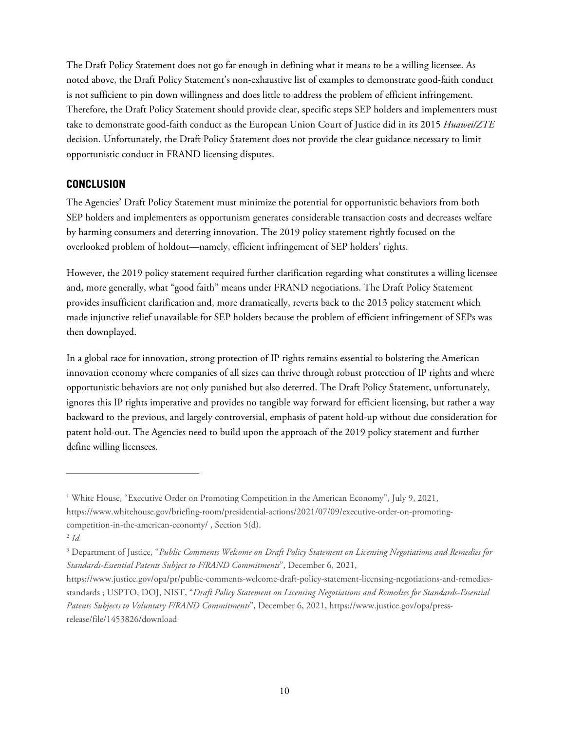The Draft Policy Statement does not go far enough in defining what it means to be a willing licensee. As noted above, the Draft Policy Statement's non-exhaustive list of examples to demonstrate good-faith conduct is not sufficient to pin down willingness and does little to address the problem of efficient infringement. Therefore, the Draft Policy Statement should provide clear, specific steps SEP holders and implementers must take to demonstrate good-faith conduct as the European Union Court of Justice did in its 2015 *Huawei/ZTE* decision. Unfortunately, the Draft Policy Statement does not provide the clear guidance necessary to limit opportunistic conduct in FRAND licensing disputes.

## CONCLUSION

The Agencies' Draft Policy Statement must minimize the potential for opportunistic behaviors from both SEP holders and implementers as opportunism generates considerable transaction costs and decreases welfare by harming consumers and deterring innovation. The 2019 policy statement rightly focused on the overlooked problem of holdout—namely, efficient infringement of SEP holders' rights.

However, the 2019 policy statement required further clarification regarding what constitutes a willing licensee and, more generally, what "good faith" means under FRAND negotiations. The Draft Policy Statement provides insufficient clarification and, more dramatically, reverts back to the 2013 policy statement which made injunctive relief unavailable for SEP holders because the problem of efficient infringement of SEPs was then downplayed.

In a global race for innovation, strong protection of IP rights remains essential to bolstering the American innovation economy where companies of all sizes can thrive through robust protection of IP rights and where opportunistic behaviors are not only punished but also deterred. The Draft Policy Statement, unfortunately, ignores this IP rights imperative and provides no tangible way forward for efficient licensing, but rather a way backward to the previous, and largely controversial, emphasis of patent hold-up without due consideration for patent hold-out. The Agencies need to build upon the approach of the 2019 policy statement and further define willing licensees.

---

[1] White House, "Executive Order on Promoting Competition in the American Economy", July 9, 2021, https://www.whitehouse.gov/briefing-room/presidential-actions/2021/07/09/executive-order-on-promoting-competition-in-the-american-economy/ , Section 5(d).

[2] *Id.*

[3] Department of Justice, "*Public Comments Welcome on Draft Policy Statement on Licensing Negotiations and Remedies for Standards-Essential Patents Subject to F/RAND Commitments*", December 6, 2021, https://www.justice.gov/opa/pr/public-comments-welcome-draft-policy-statement-licensing-negotiations-and-remedies-standards ; USPTO, DOJ, NIST, "*Draft Policy Statement on Licensing Negotiations and Remedies for Standards-Essential Patents Subjects to Voluntary F/RAND Commitments*", December 6, 2021, https://www.justice.gov/opa/press-release/file/1453826/download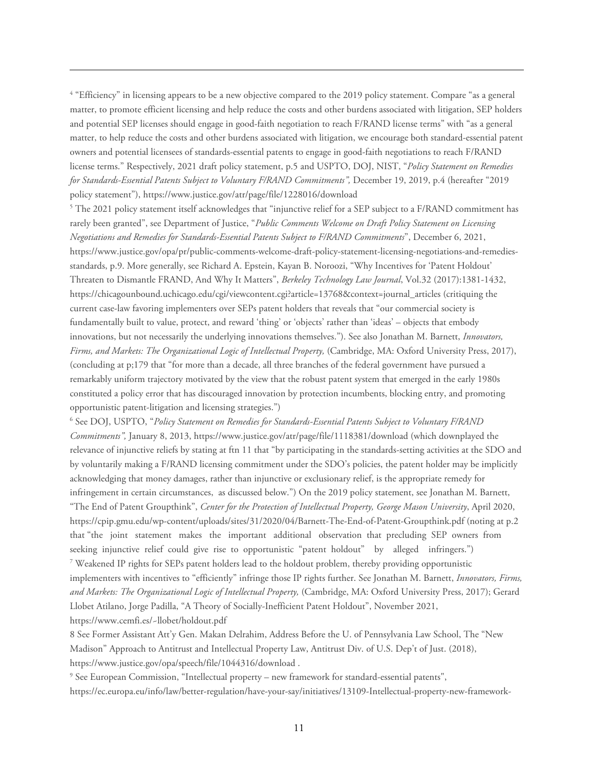[4] "Efficiency" in licensing appears to be a new objective compared to the 2019 policy statement. Compare "as a general matter, to promote efficient licensing and help reduce the costs and other burdens associated with litigation, SEP holders and potential SEP licenses should engage in good-faith negotiation to reach F/RAND license terms" with "as a general matter, to help reduce the costs and other burdens associated with litigation, we encourage both standard-essential patent owners and potential licensees of standards-essential patents to engage in good-faith negotiations to reach F/RAND license terms." Respectively, 2021 draft policy statement, p.5 and USPTO, DOJ, NIST, "*Policy Statement on Remedies for Standards-Essential Patents Subject to Voluntary F/RAND Commitments",* December 19, 2019, p.4 (hereafter "2019 policy statement"), https://www.justice.gov/atr/page/file/1228016/download

[5] The 2021 policy statement itself acknowledges that "injunctive relief for a SEP subject to a F/RAND commitment has rarely been granted", see Department of Justice, "*Public Comments Welcome on Draft Policy Statement on Licensing Negotiations and Remedies for Standards-Essential Patents Subject to F/RAND Commitments*", December 6, 2021, https://www.justice.gov/opa/pr/public-comments-welcome-draft-policy-statement-licensing-negotiations-and-remedies-standards, p.9. More generally, see Richard A. Epstein, Kayan B. Noroozi, "Why Incentives for 'Patent Holdout' Threaten to Dismantle FRAND, And Why It Matters", *Berkeley Technology Law Journal*, Vol.32 (2017):1381-1432, https://chicagounbound.uchicago.edu/cgi/viewcontent.cgi?article=13768&context=journal_articles (critiquing the current case-law favoring implementers over SEPs patent holders that reveals that "our commercial society is fundamentally built to value, protect, and reward 'thing' or 'objects' rather than 'ideas' – objects that embody innovations, but not necessarily the underlying innovations themselves."). See also Jonathan M. Barnett, *Innovators, Firms, and Markets: The Organizational Logic of Intellectual Property,* (Cambridge, MA: Oxford University Press, 2017), (concluding at p;179 that "for more than a decade, all three branches of the federal government have pursued a remarkably uniform trajectory motivated by the view that the robust patent system that emerged in the early 1980s constituted a policy error that has discouraged innovation by protection incumbents, blocking entry, and promoting opportunistic patent-litigation and licensing strategies.")

[6] See DOJ, USPTO, "*Policy Statement on Remedies for Standards-Essential Patents Subject to Voluntary F/RAND Commitments",* January 8, 2013, https://www.justice.gov/atr/page/file/1118381/download (which downplayed the relevance of injunctive reliefs by stating at ftn 11 that "by participating in the standards-setting activities at the SDO and by voluntarily making a F/RAND licensing commitment under the SDO's policies, the patent holder may be implicitly acknowledging that money damages, rather than injunctive or exclusionary relief, is the appropriate remedy for infringement in certain circumstances, as discussed below.") On the 2019 policy statement, see Jonathan M. Barnett, "The End of Patent Groupthink", *Center for the Protection of Intellectual Property, George Mason University*, April 2020, https://cpip.gmu.edu/wp-content/uploads/sites/31/2020/04/Barnett-The-End-of-Patent-Groupthink.pdf (noting at p.2 that "the joint statement makes the important additional observation that precluding SEP owners from seeking injunctive relief could give rise to opportunistic "patent holdout" by alleged infringers.")

[7] Weakened IP rights for SEPs patent holders lead to the holdout problem, thereby providing opportunistic implementers with incentives to "efficiently" infringe those IP rights further. See Jonathan M. Barnett, *Innovators, Firms, and Markets: The Organizational Logic of Intellectual Property,* (Cambridge, MA: Oxford University Press, 2017); Gerard Llobet Atilano, Jorge Padilla, "A Theory of Socially-Inefficient Patent Holdout", November 2021, https://www.cemfi.es/~llobet/holdout.pdf

8 See Former Assistant Att'y Gen. Makan Delrahim, Address Before the U. of Pennsylvania Law School, The "New Madison" Approach to Antitrust and Intellectual Property Law, Antitrust Div. of U.S. Dep't of Just. (2018), https://www.justice.gov/opa/speech/file/1044316/download .

[9] See European Commission, "Intellectual property – new framework for standard-essential patents", https://ec.europa.eu/info/law/better-regulation/have-your-say/initiatives/13109-Intellectual-property-new-framework-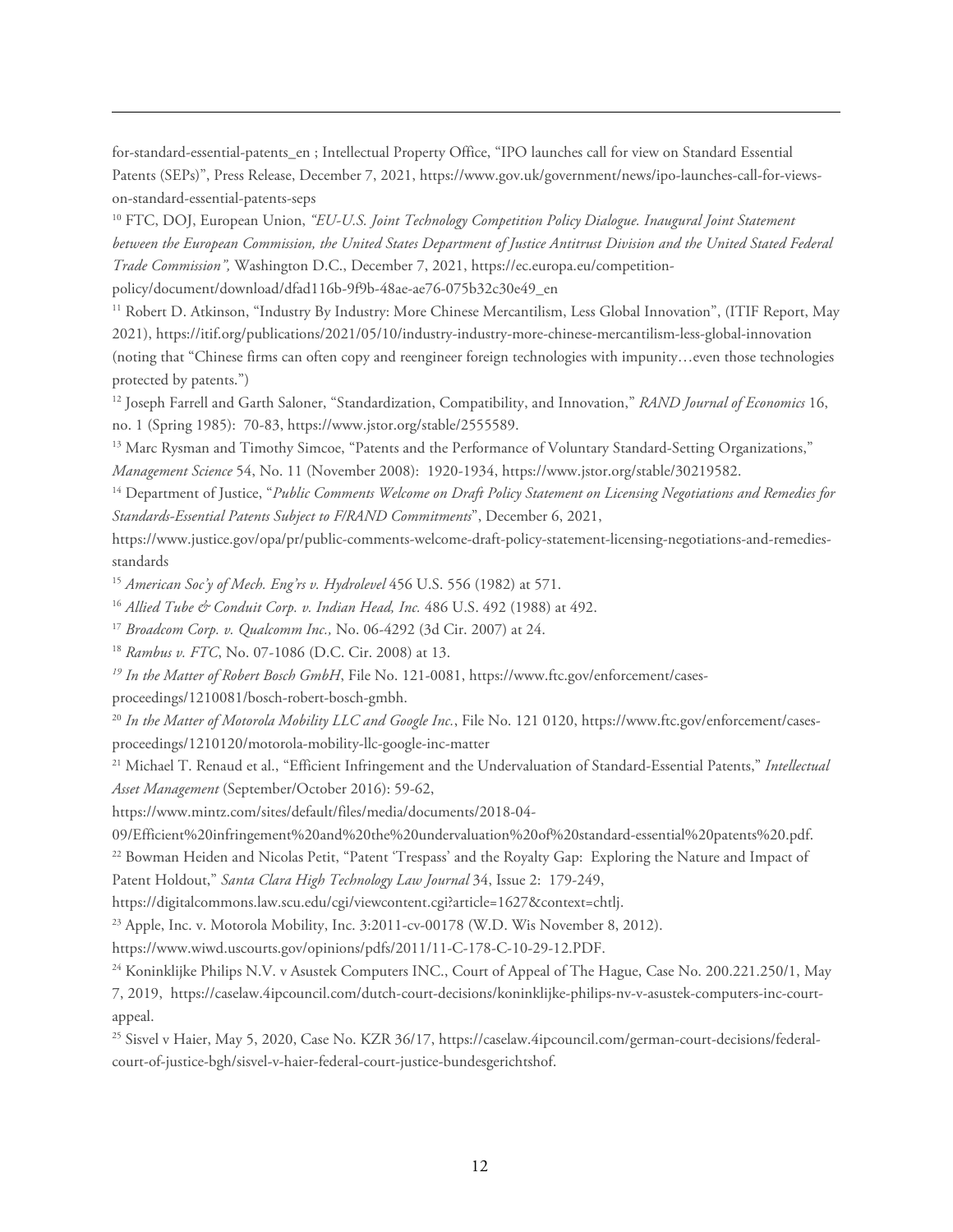for-standard-essential-patents_en ; Intellectual Property Office, "IPO launches call for view on Standard Essential Patents (SEPs)", Press Release, December 7, 2021, https://www.gov.uk/government/news/ipo-launches-call-for-views-on-standard-essential-patents-seps

[10] FTC, DOJ, European Union, *"EU-U.S. Joint Technology Competition Policy Dialogue. Inaugural Joint Statement between the European Commission, the United States Department of Justice Antitrust Division and the United Stated Federal Trade Commission",* Washington D.C., December 7, 2021, https://ec.europa.eu/competition-policy/document/download/dfad116b-9f9b-48ae-ae76-075b32c30e49_en

[11] Robert D. Atkinson, "Industry By Industry: More Chinese Mercantilism, Less Global Innovation", (ITIF Report, May 2021), https://itif.org/publications/2021/05/10/industry-industry-more-chinese-mercantilism-less-global-innovation (noting that "Chinese firms can often copy and reengineer foreign technologies with impunity…even those technologies protected by patents.")

[12] Joseph Farrell and Garth Saloner, "Standardization, Compatibility, and Innovation," *RAND Journal of Economics* 16, no. 1 (Spring 1985): 70-83, https://www.jstor.org/stable/2555589.

[13] Marc Rysman and Timothy Simcoe, "Patents and the Performance of Voluntary Standard-Setting Organizations," *Management Science* 54, No. 11 (November 2008): 1920-1934, https://www.jstor.org/stable/30219582.

[14] Department of Justice, "*Public Comments Welcome on Draft Policy Statement on Licensing Negotiations and Remedies for Standards-Essential Patents Subject to F/RAND Commitments*", December 6, 2021, https://www.justice.gov/opa/pr/public-comments-welcome-draft-policy-statement-licensing-negotiations-and-remedies-standards

[15] *American Soc'y of Mech. Eng'rs v. Hydrolevel* 456 U.S. 556 (1982) at 571.

[16] *Allied Tube & Conduit Corp. v. Indian Head, Inc.* 486 U.S. 492 (1988) at 492.

[17] *Broadcom Corp. v. Qualcomm Inc.,* No. 06-4292 (3d Cir. 2007) at 24.

[18] *Rambus v. FTC*, No. 07-1086 (D.C. Cir. 2008) at 13.

[19] *In the Matter of Robert Bosch GmbH*, File No. 121-0081, https://www.ftc.gov/enforcement/cases-proceedings/1210081/bosch-robert-bosch-gmbh.

[20] *In the Matter of Motorola Mobility LLC and Google Inc.*, File No. 121 0120, https://www.ftc.gov/enforcement/cases-proceedings/1210120/motorola-mobility-llc-google-inc-matter

[21] Michael T. Renaud et al., "Efficient Infringement and the Undervaluation of Standard-Essential Patents," *Intellectual Asset Management* (September/October 2016): 59-62, https://www.mintz.com/sites/default/files/media/documents/2018-04-09/Efficient%20infringement%20and%20the%20undervaluation%20of%20standard-essential%20patents%20.pdf.

[22] Bowman Heiden and Nicolas Petit, "Patent 'Trespass' and the Royalty Gap: Exploring the Nature and Impact of Patent Holdout," *Santa Clara High Technology Law Journal* 34, Issue 2: 179-249, https://digitalcommons.law.scu.edu/cgi/viewcontent.cgi?article=1627&context=chtlj.

[23] Apple, Inc. v. Motorola Mobility, Inc. 3:2011-cv-00178 (W.D. Wis November 8, 2012). https://www.wiwd.uscourts.gov/opinions/pdfs/2011/11-C-178-C-10-29-12.PDF.

[24] Koninklijke Philips N.V. v Asustek Computers INC., Court of Appeal of The Hague, Case No. 200.221.250/1, May 7, 2019, https://caselaw.4ipcouncil.com/dutch-court-decisions/koninklijke-philips-nv-v-asustek-computers-inc-court-appeal.

[25] Sisvel v Haier, May 5, 2020, Case No. KZR 36/17, https://caselaw.4ipcouncil.com/german-court-decisions/federal-court-of-justice-bgh/sisvel-v-haier-federal-court-justice-bundesgerichtshof.